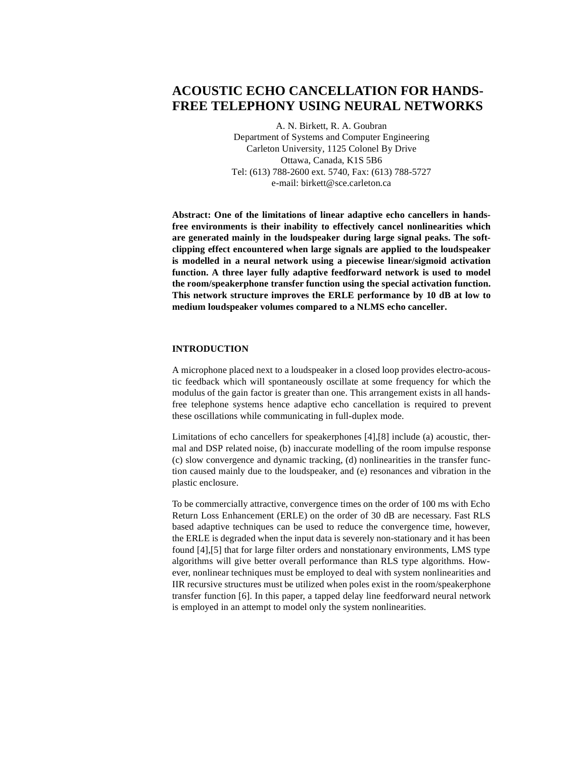# ACOUSTIC ECHO CANCELLATION FOR HANDS-FREE TELEPHONY USING NEURAL NETWORKS

A. N. Birkett, R. A. Goubran
Department of Systems and Computer Engineering
Carleton University, 1125 Colonel By Drive
Ottawa, Canada, K1S 5B6
Tel: (613) 788-2600 ext. 5740, Fax: (613) 788-5727
e-mail: birkett@sce.carleton.ca

**Abstract: One of the limitations of linear adaptive echo cancellers in hands-free environments is their inability to effectively cancel nonlinearities which are generated mainly in the loudspeaker during large signal peaks. The soft-clipping effect encountered when large signals are applied to the loudspeaker is modelled in a neural network using a piecewise linear/sigmoid activation function. A three layer fully adaptive feedforward network is used to model the room/speakerphone transfer function using the special activation function. This network structure improves the ERLE performance by 10 dB at low to medium loudspeaker volumes compared to a NLMS echo canceller.**

## INTRODUCTION

A microphone placed next to a loudspeaker in a closed loop provides electro-acoustic feedback which will spontaneously oscillate at some frequency for which the modulus of the gain factor is greater than one. This arrangement exists in all hands-free telephone systems hence adaptive echo cancellation is required to prevent these oscillations while communicating in full-duplex mode.

Limitations of echo cancellers for speakerphones [4],[8] include (a) acoustic, thermal and DSP related noise, (b) inaccurate modelling of the room impulse response (c) slow convergence and dynamic tracking, (d) nonlinearities in the transfer function caused mainly due to the loudspeaker, and (e) resonances and vibration in the plastic enclosure.

To be commercially attractive, convergence times on the order of 100 ms with Echo Return Loss Enhancement (ERLE) on the order of 30 dB are necessary. Fast RLS based adaptive techniques can be used to reduce the convergence time, however, the ERLE is degraded when the input data is severely non-stationary and it has been found [4],[5] that for large filter orders and nonstationary environments, LMS type algorithms will give better overall performance than RLS type algorithms. However, nonlinear techniques must be employed to deal with system nonlinearities and IIR recursive structures must be utilized when poles exist in the room/speakerphone transfer function [6]. In this paper, a tapped delay line feedforward neural network is employed in an attempt to model only the system nonlinearities.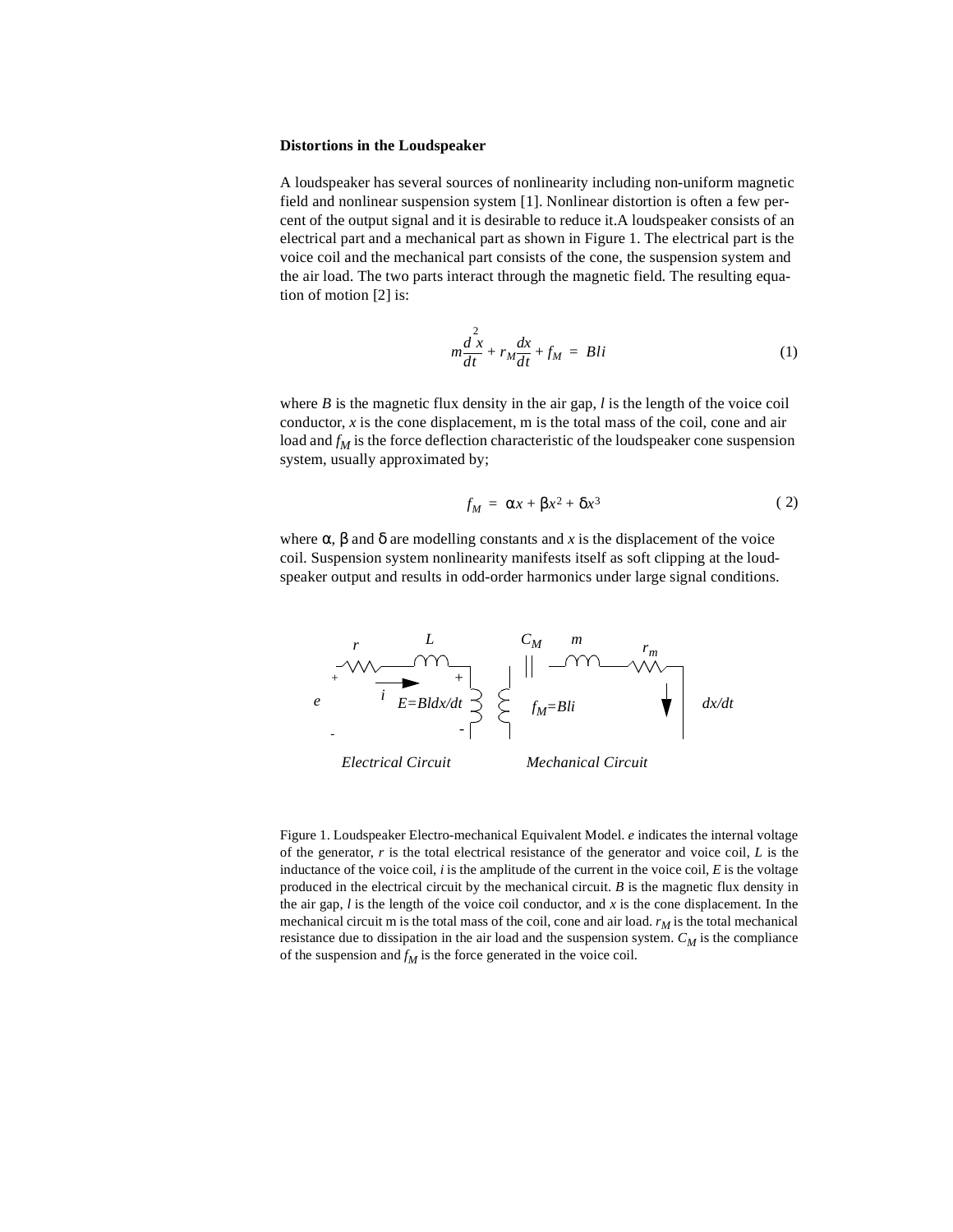**Distortions in the Loudspeaker**

A loudspeaker has several sources of nonlinearity including non-uniform magnetic field and nonlinear suspension system [1]. Nonlinear distortion is often a few percent of the output signal and it is desirable to reduce it.A loudspeaker consists of an electrical part and a mechanical part as shown in Figure 1. The electrical part is the voice coil and the mechanical part consists of the cone, the suspension system and the air load. The two parts interact through the magnetic field. The resulting equation of motion [2] is:

$$m\frac{d^2x}{dt} + r_M\frac{dx}{dt} + f_M = Bli \tag{1}$$

where $B$ is the magnetic flux density in the air gap, $l$ is the length of the voice coil conductor, $x$ is the cone displacement, m is the total mass of the coil, cone and air load and $f_M$ is the force deflection characteristic of the loudspeaker cone suspension system, usually approximated by;

$$f_M = \alpha x + \beta x^2 + \delta x^3 \tag{2}$$

where $\alpha$, $\beta$ and $\delta$ are modelling constants and $x$ is the displacement of the voice coil. Suspension system nonlinearity manifests itself as soft clipping at the loudspeaker output and results in odd-order harmonics under large signal conditions.

*Electrical Circuit* — *Mechanical Circuit* (labels: $r$, $L$, $e$, $i$, $E=Bldx/dt$, $C_M$, $m$, $r_m$, $f_M=Bli$, $dx/dt$)

Figure 1. Loudspeaker Electro-mechanical Equivalent Model. $e$ indicates the internal voltage of the generator, $r$ is the total electrical resistance of the generator and voice coil, $L$ is the inductance of the voice coil, $i$ is the amplitude of the current in the voice coil, $E$ is the voltage produced in the electrical circuit by the mechanical circuit. $B$ is the magnetic flux density in the air gap, $l$ is the length of the voice coil conductor, and $x$ is the cone displacement. In the mechanical circuit m is the total mass of the coil, cone and air load. $r_M$ is the total mechanical resistance due to dissipation in the air load and the suspension system. $C_M$ is the compliance of the suspension and $f_M$ is the force generated in the voice coil.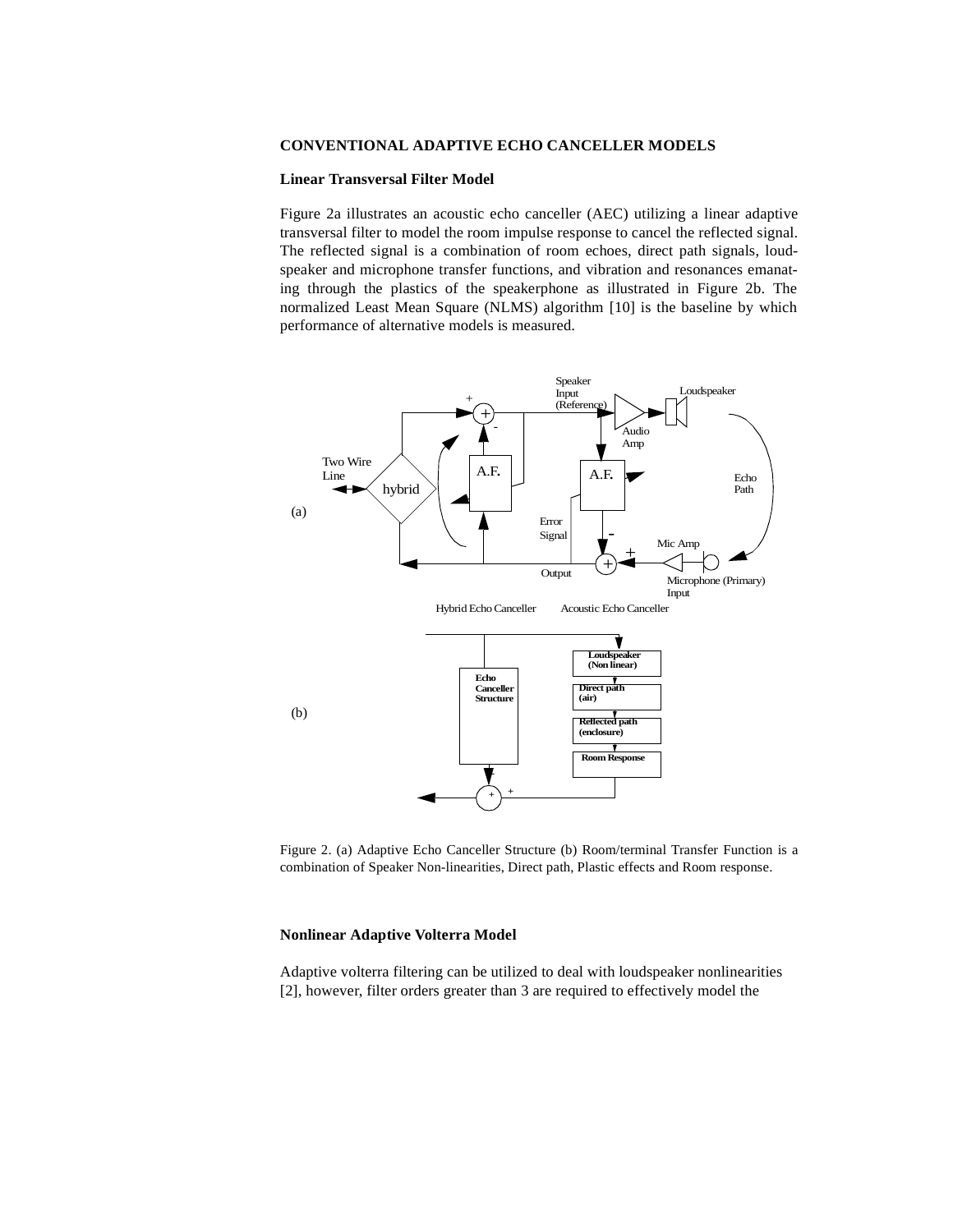## CONVENTIONAL ADAPTIVE ECHO CANCELLER MODELS

### Linear Transversal Filter Model

Figure 2a illustrates an acoustic echo canceller (AEC) utilizing a linear adaptive transversal filter to model the room impulse response to cancel the reflected signal. The reflected signal is a combination of room echoes, direct path signals, loudspeaker and microphone transfer functions, and vibration and resonances emanating through the plastics of the speakerphone as illustrated in Figure 2b. The normalized Least Mean Square (NLMS) algorithm [10] is the baseline by which performance of alternative models is measured.

Figure 2. (a) Adaptive Echo Canceller Structure (b) Room/terminal Transfer Function is a combination of Speaker Non-linearities, Direct path, Plastic effects and Room response.

### Nonlinear Adaptive Volterra Model

Adaptive volterra filtering can be utilized to deal with loudspeaker nonlinearities [2], however, filter orders greater than 3 are required to effectively model the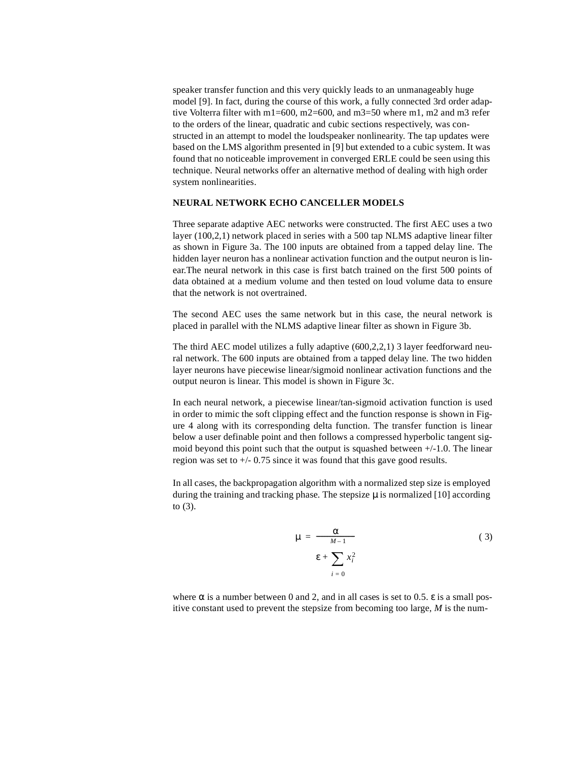speaker transfer function and this very quickly leads to an unmanageably huge model [9]. In fact, during the course of this work, a fully connected 3rd order adaptive Volterra filter with m1=600, m2=600, and m3=50 where m1, m2 and m3 refer to the orders of the linear, quadratic and cubic sections respectively, was constructed in an attempt to model the loudspeaker nonlinearity. The tap updates were based on the LMS algorithm presented in [9] but extended to a cubic system. It was found that no noticeable improvement in converged ERLE could be seen using this technique. Neural networks offer an alternative method of dealing with high order system nonlinearities.

## NEURAL NETWORK ECHO CANCELLER MODELS

Three separate adaptive AEC networks were constructed. The first AEC uses a two layer (100,2,1) network placed in series with a 500 tap NLMS adaptive linear filter as shown in Figure 3a. The 100 inputs are obtained from a tapped delay line. The hidden layer neuron has a nonlinear activation function and the output neuron is linear.The neural network in this case is first batch trained on the first 500 points of data obtained at a medium volume and then tested on loud volume data to ensure that the network is not overtrained.

The second AEC uses the same network but in this case, the neural network is placed in parallel with the NLMS adaptive linear filter as shown in Figure 3b.

The third AEC model utilizes a fully adaptive (600,2,2,1) 3 layer feedforward neural network. The 600 inputs are obtained from a tapped delay line. The two hidden layer neurons have piecewise linear/sigmoid nonlinear activation functions and the output neuron is linear. This model is shown in Figure 3c.

In each neural network, a piecewise linear/tan-sigmoid activation function is used in order to mimic the soft clipping effect and the function response is shown in Figure 4 along with its corresponding delta function. The transfer function is linear below a user definable point and then follows a compressed hyperbolic tangent sigmoid beyond this point such that the output is squashed between +/-1.0. The linear region was set to +/- 0.75 since it was found that this gave good results.

In all cases, the backpropagation algorithm with a normalized step size is employed during the training and tracking phase. The stepsize $\mu$ is normalized [10] according to (3).

$$\mu = \frac{\alpha}{\varepsilon + \sum_{i=0}^{M-1} x_i^2} \tag{3}$$

where $\alpha$ is a number between 0 and 2, and in all cases is set to 0.5. $\varepsilon$ is a small positive constant used to prevent the stepsize from becoming too large, $M$ is the num-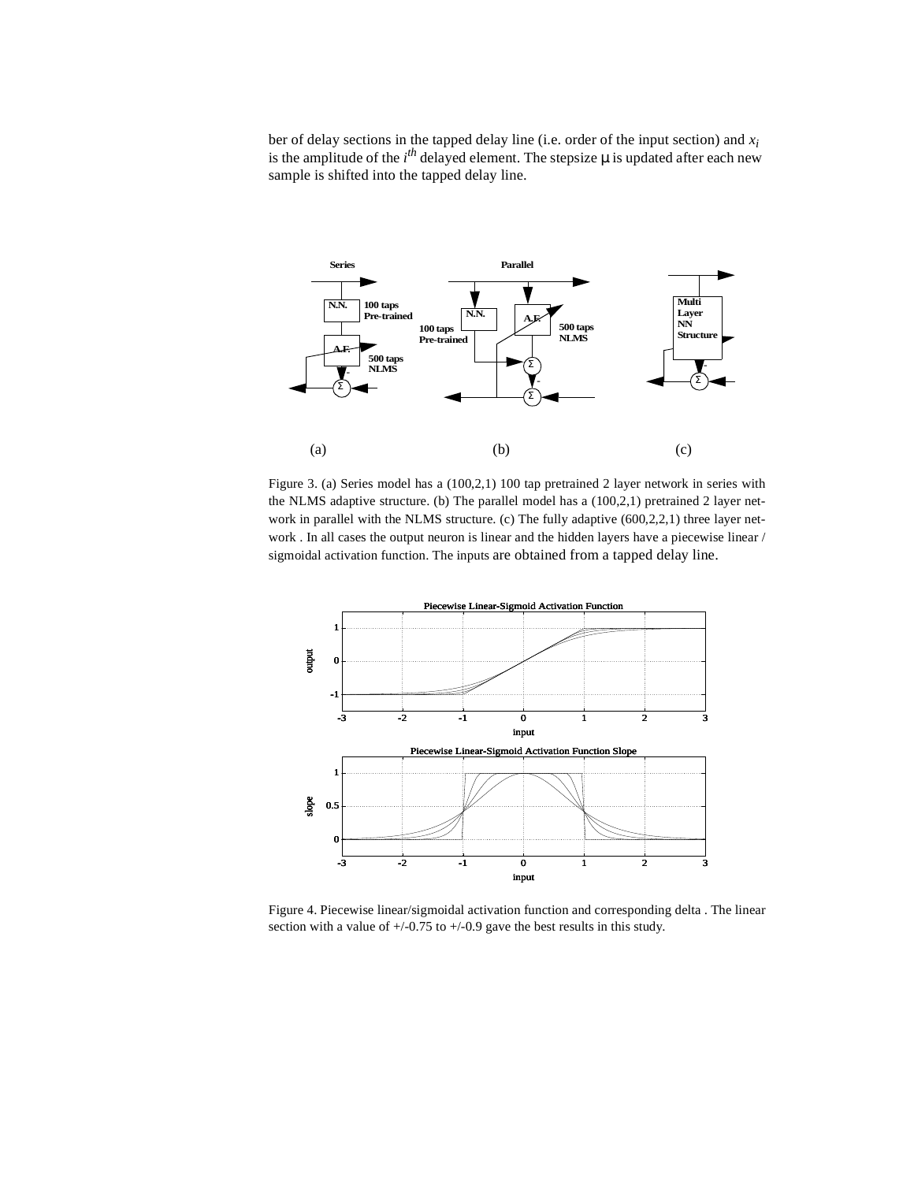ber of delay sections in the tapped delay line (i.e. order of the input section) and $x_i$ is the amplitude of the $i^{th}$ delayed element. The stepsize μ is updated after each new sample is shifted into the tapped delay line.

Figure 3. (a) Series model has a (100,2,1) 100 tap pretrained 2 layer network in series with the NLMS adaptive structure. (b) The parallel model has a (100,2,1) pretrained 2 layer network in parallel with the NLMS structure. (c) The fully adaptive (600,2,2,1) three layer network . In all cases the output neuron is linear and the hidden layers have a piecewise linear / sigmoidal activation function. The inputs are obtained from a tapped delay line.

Figure 4. Piecewise linear/sigmoidal activation function and corresponding delta . The linear section with a value of +/-0.75 to +/-0.9 gave the best results in this study.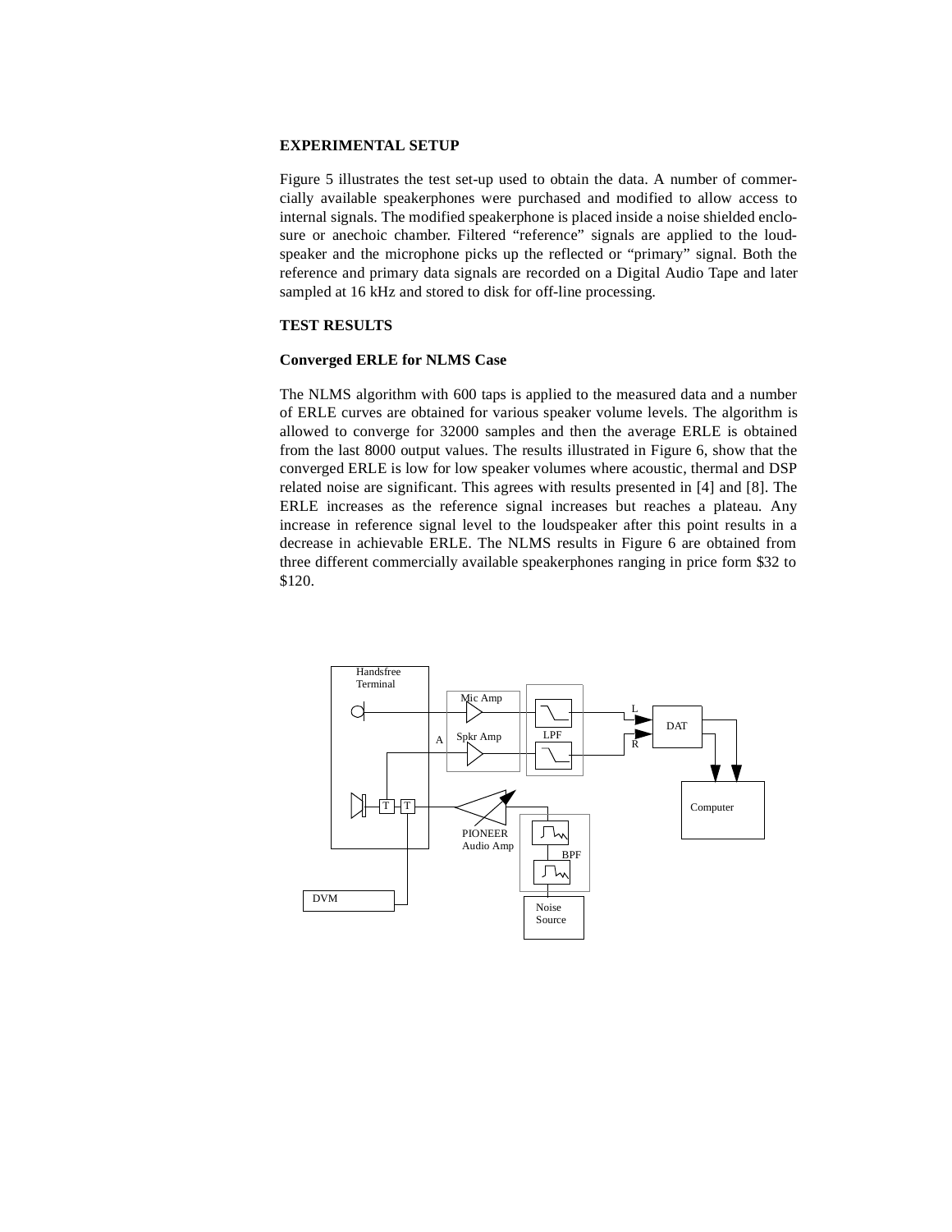**EXPERIMENTAL SETUP**

Figure 5 illustrates the test set-up used to obtain the data. A number of commercially available speakerphones were purchased and modified to allow access to internal signals. The modified speakerphone is placed inside a noise shielded enclosure or anechoic chamber. Filtered “reference” signals are applied to the loudspeaker and the microphone picks up the reflected or “primary” signal. Both the reference and primary data signals are recorded on a Digital Audio Tape and later sampled at 16 kHz and stored to disk for off-line processing.

**TEST RESULTS**

**Converged ERLE for NLMS Case**

The NLMS algorithm with 600 taps is applied to the measured data and a number of ERLE curves are obtained for various speaker volume levels. The algorithm is allowed to converge for 32000 samples and then the average ERLE is obtained from the last 8000 output values. The results illustrated in Figure 6, show that the converged ERLE is low for low speaker volumes where acoustic, thermal and DSP related noise are significant. This agrees with results presented in [4] and [8]. The ERLE increases as the reference signal increases but reaches a plateau. Any increase in reference signal level to the loudspeaker after this point results in a decrease in achievable ERLE. The NLMS results in Figure 6 are obtained from three different commercially available speakerphones ranging in price form $32 to $120.

Handsfree Terminal

Mic Amp

Spkr Amp

A

LPF

L

R

DAT

Computer

T T

PIONEER Audio Amp

BPF

DVM

Noise Source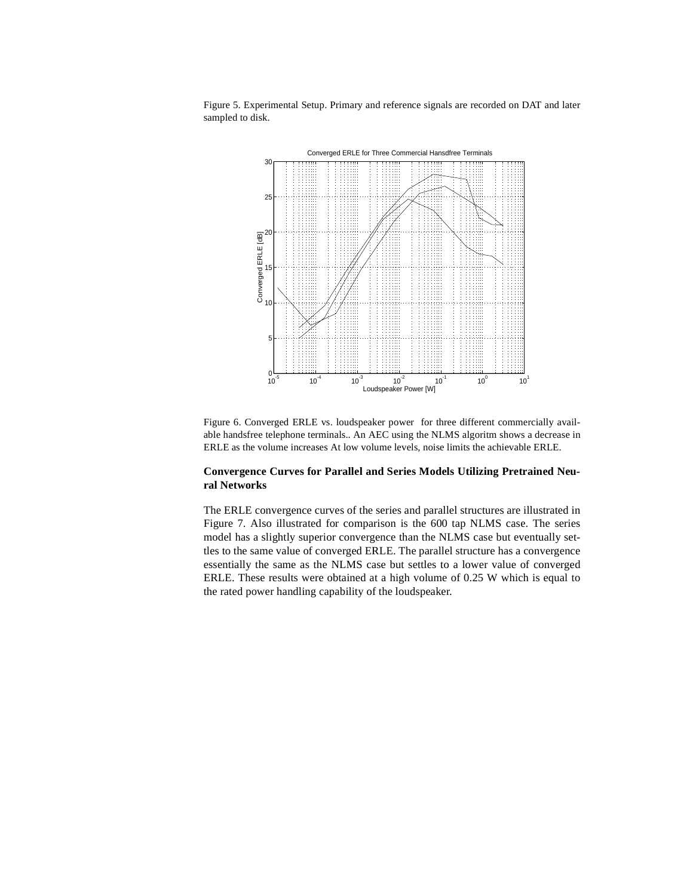Figure 5. Experimental Setup. Primary and reference signals are recorded on DAT and later sampled to disk.

Figure 6. Converged ERLE vs. loudspeaker power for three different commercially available handsfree telephone terminals.. An AEC using the NLMS algoritm shows a decrease in ERLE as the volume increases At low volume levels, noise limits the achievable ERLE.

**Convergence Curves for Parallel and Series Models Utilizing Pretrained Neural Networks**

The ERLE convergence curves of the series and parallel structures are illustrated in Figure 7. Also illustrated for comparison is the 600 tap NLMS case. The series model has a slightly superior convergence than the NLMS case but eventually settles to the same value of converged ERLE. The parallel structure has a convergence essentially the same as the NLMS case but settles to a lower value of converged ERLE. These results were obtained at a high volume of 0.25 W which is equal to the rated power handling capability of the loudspeaker.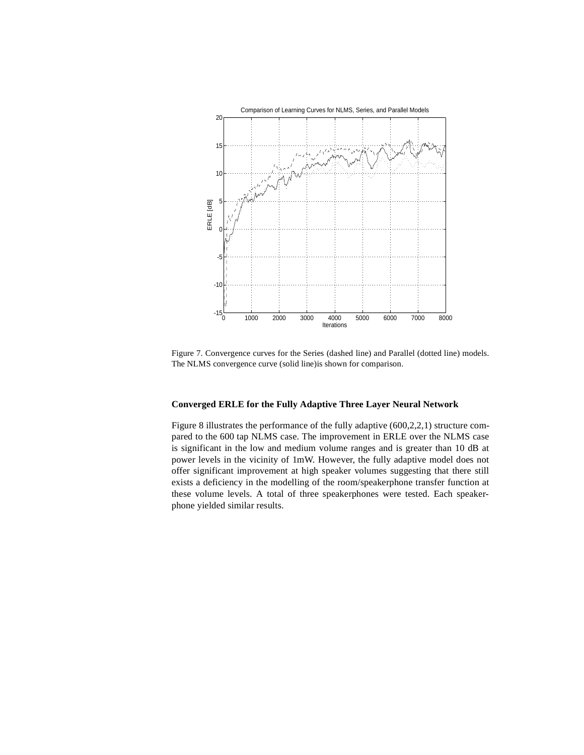Figure 7. Convergence curves for the Series (dashed line) and Parallel (dotted line) models. The NLMS convergence curve (solid line)is shown for comparison.

### Converged ERLE for the Fully Adaptive Three Layer Neural Network

Figure 8 illustrates the performance of the fully adaptive (600,2,2,1) structure compared to the 600 tap NLMS case. The improvement in ERLE over the NLMS case is significant in the low and medium volume ranges and is greater than 10 dB at power levels in the vicinity of 1mW. However, the fully adaptive model does not offer significant improvement at high speaker volumes suggesting that there still exists a deficiency in the modelling of the room/speakerphone transfer function at these volume levels. A total of three speakerphones were tested. Each speakerphone yielded similar results.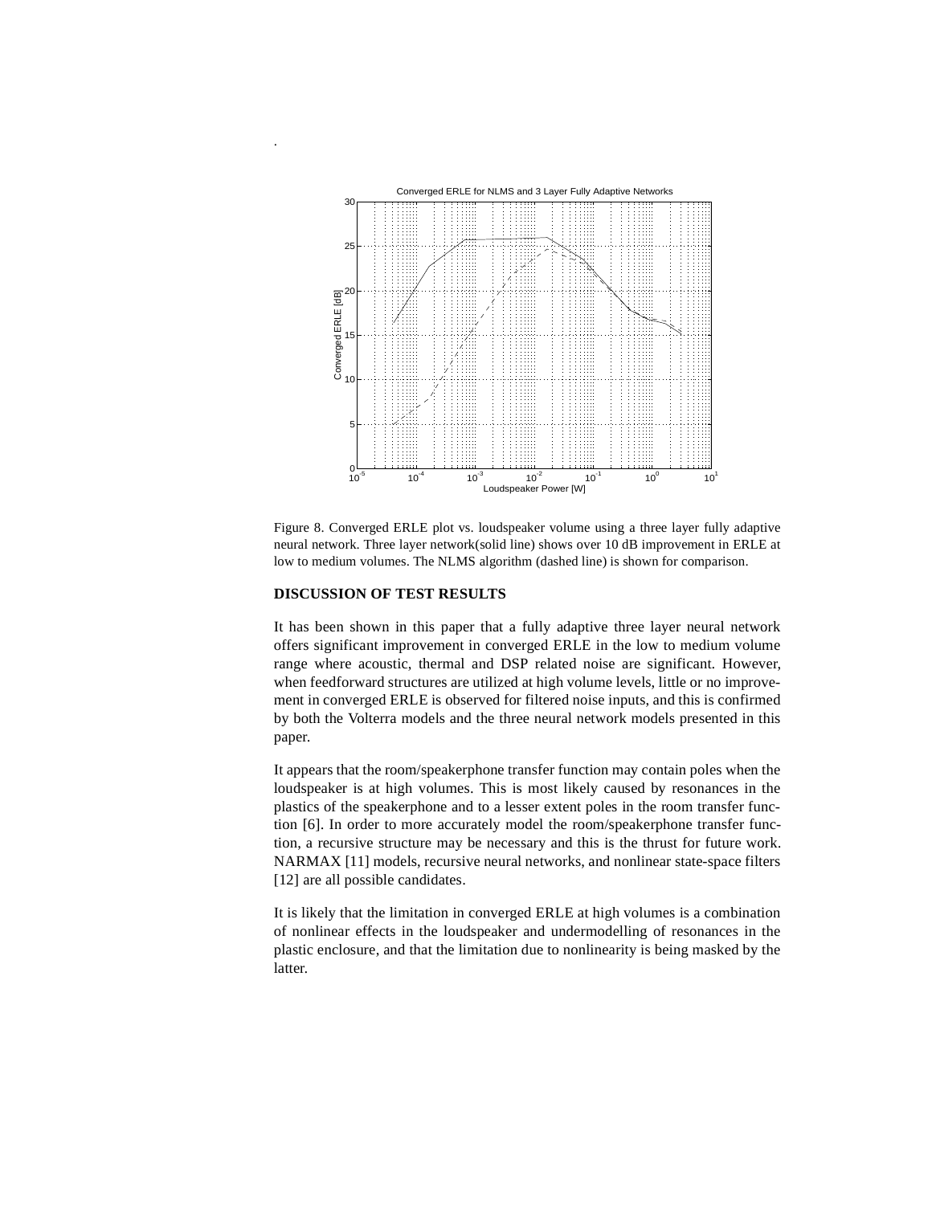.

Figure 8. Converged ERLE plot vs. loudspeaker volume using a three layer fully adaptive neural network. Three layer network(solid line) shows over 10 dB improvement in ERLE at low to medium volumes. The NLMS algorithm (dashed line) is shown for comparison.

**DISCUSSION OF TEST RESULTS**

It has been shown in this paper that a fully adaptive three layer neural network offers significant improvement in converged ERLE in the low to medium volume range where acoustic, thermal and DSP related noise are significant. However, when feedforward structures are utilized at high volume levels, little or no improvement in converged ERLE is observed for filtered noise inputs, and this is confirmed by both the Volterra models and the three neural network models presented in this paper.

It appears that the room/speakerphone transfer function may contain poles when the loudspeaker is at high volumes. This is most likely caused by resonances in the plastics of the speakerphone and to a lesser extent poles in the room transfer function [6]. In order to more accurately model the room/speakerphone transfer function, a recursive structure may be necessary and this is the thrust for future work. NARMAX [11] models, recursive neural networks, and nonlinear state-space filters [12] are all possible candidates.

It is likely that the limitation in converged ERLE at high volumes is a combination of nonlinear effects in the loudspeaker and undermodelling of resonances in the plastic enclosure, and that the limitation due to nonlinearity is being masked by the latter.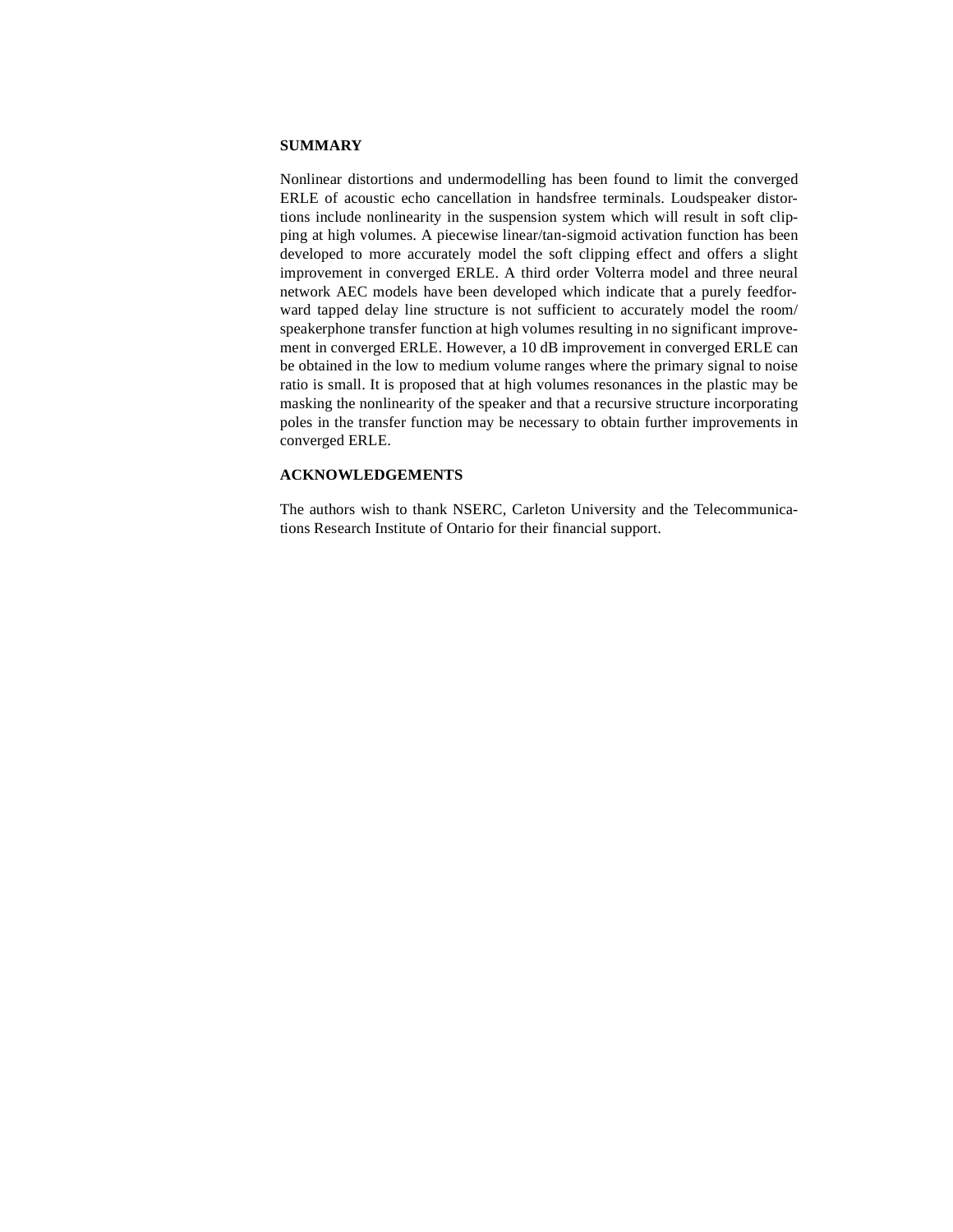## SUMMARY

Nonlinear distortions and undermodelling has been found to limit the converged ERLE of acoustic echo cancellation in handsfree terminals. Loudspeaker distortions include nonlinearity in the suspension system which will result in soft clipping at high volumes. A piecewise linear/tan-sigmoid activation function has been developed to more accurately model the soft clipping effect and offers a slight improvement in converged ERLE. A third order Volterra model and three neural network AEC models have been developed which indicate that a purely feedforward tapped delay line structure is not sufficient to accurately model the room/speakerphone transfer function at high volumes resulting in no significant improvement in converged ERLE. However, a 10 dB improvement in converged ERLE can be obtained in the low to medium volume ranges where the primary signal to noise ratio is small. It is proposed that at high volumes resonances in the plastic may be masking the nonlinearity of the speaker and that a recursive structure incorporating poles in the transfer function may be necessary to obtain further improvements in converged ERLE.

## ACKNOWLEDGEMENTS

The authors wish to thank NSERC, Carleton University and the Telecommunications Research Institute of Ontario for their financial support.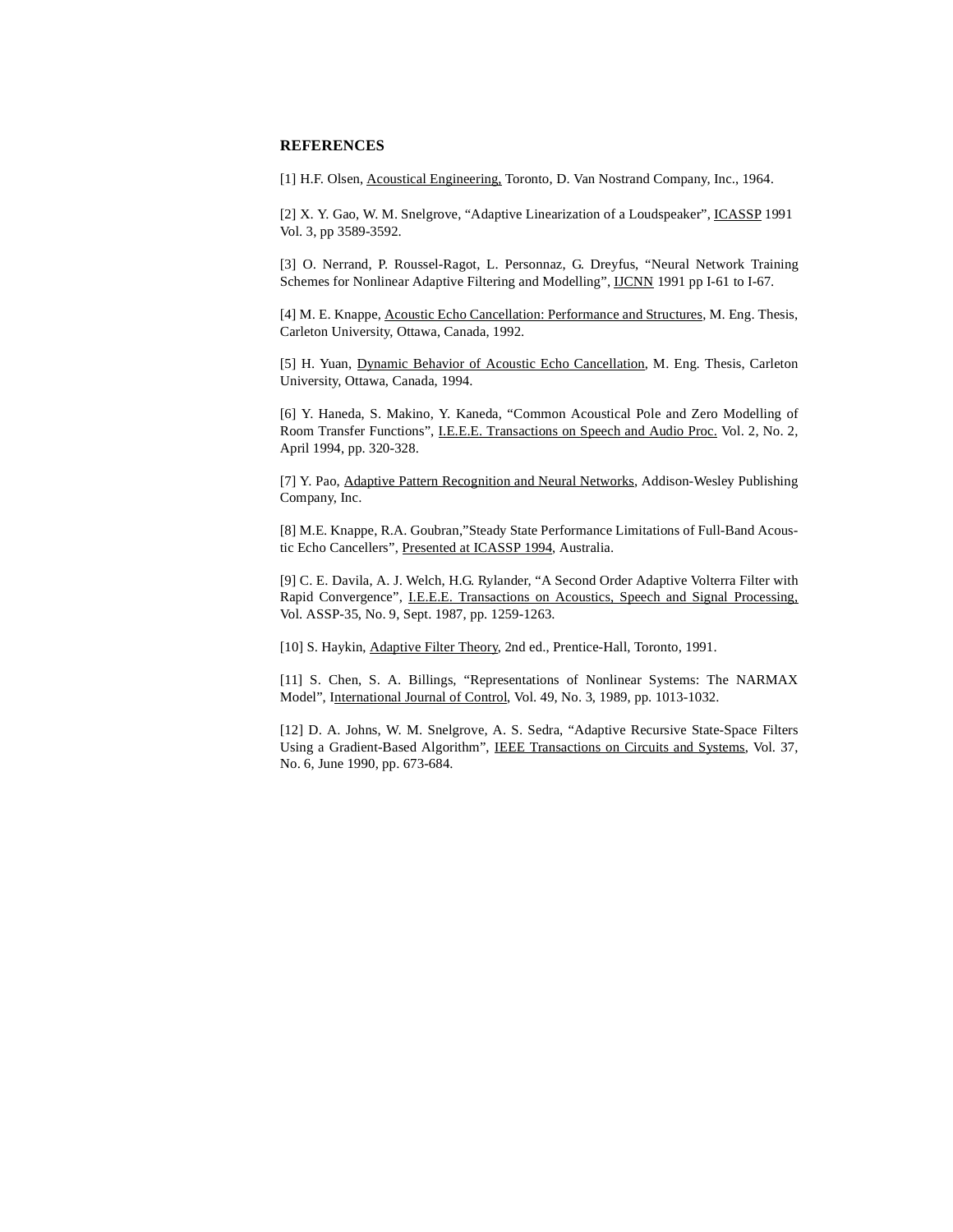## REFERENCES

[1] H.F. Olsen, Acoustical Engineering, Toronto, D. Van Nostrand Company, Inc., 1964.

[2] X. Y. Gao, W. M. Snelgrove, “Adaptive Linearization of a Loudspeaker”, ICASSP 1991 Vol. 3, pp 3589-3592.

[3] O. Nerrand, P. Roussel-Ragot, L. Personnaz, G. Dreyfus, “Neural Network Training Schemes for Nonlinear Adaptive Filtering and Modelling”, IJCNN 1991 pp I-61 to I-67.

[4] M. E. Knappe, Acoustic Echo Cancellation: Performance and Structures, M. Eng. Thesis, Carleton University, Ottawa, Canada, 1992.

[5] H. Yuan, Dynamic Behavior of Acoustic Echo Cancellation, M. Eng. Thesis, Carleton University, Ottawa, Canada, 1994.

[6] Y. Haneda, S. Makino, Y. Kaneda, “Common Acoustical Pole and Zero Modelling of Room Transfer Functions”, I.E.E.E. Transactions on Speech and Audio Proc. Vol. 2, No. 2, April 1994, pp. 320-328.

[7] Y. Pao, Adaptive Pattern Recognition and Neural Networks, Addison-Wesley Publishing Company, Inc.

[8] M.E. Knappe, R.A. Goubran,”Steady State Performance Limitations of Full-Band Acoustic Echo Cancellers”, Presented at ICASSP 1994, Australia.

[9] C. E. Davila, A. J. Welch, H.G. Rylander, “A Second Order Adaptive Volterra Filter with Rapid Convergence”, I.E.E.E. Transactions on Acoustics, Speech and Signal Processing, Vol. ASSP-35, No. 9, Sept. 1987, pp. 1259-1263.

[10] S. Haykin, Adaptive Filter Theory, 2nd ed., Prentice-Hall, Toronto, 1991.

[11] S. Chen, S. A. Billings, “Representations of Nonlinear Systems: The NARMAX Model”, International Journal of Control, Vol. 49, No. 3, 1989, pp. 1013-1032.

[12] D. A. Johns, W. M. Snelgrove, A. S. Sedra, “Adaptive Recursive State-Space Filters Using a Gradient-Based Algorithm”, IEEE Transactions on Circuits and Systems, Vol. 37, No. 6, June 1990, pp. 673-684.